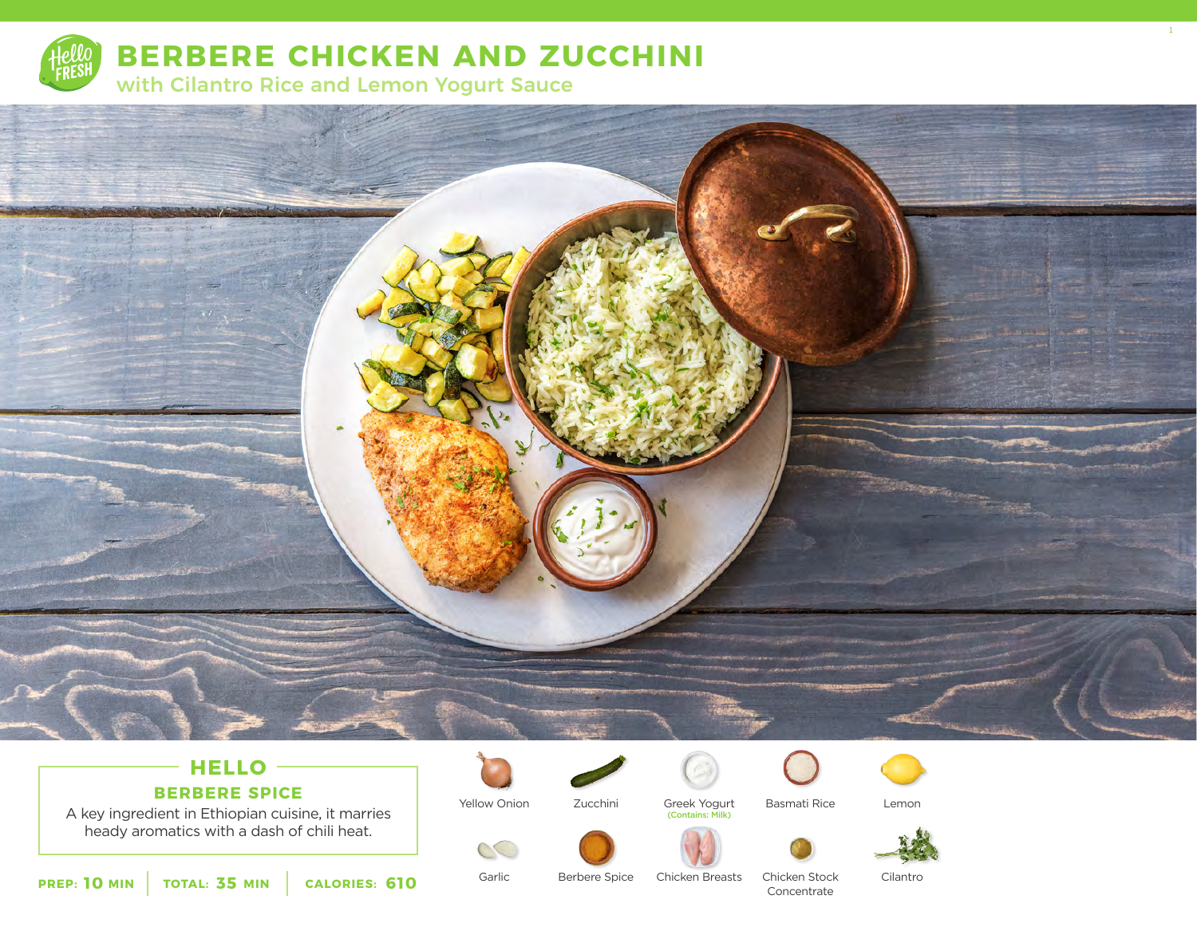# BERBERE CHICKEN AND ZUCCHINI

## with Cilantro Rice and Lemon Yogurt Sauce

### HELLO

**BERBERE SPICE**

A key ingredient in Ethiopian cuisine, it marries heady aromatics with a dash of chili heat.

**PREP: 10 MIN** | **TOTAL: 35 MIN** | **CALORIES: 610**

- Yellow Onion
- Zucchini
- Greek Yogurt (Contains: Milk)
- Basmati Rice
- Lemon
- Garlic
- Berbere Spice
- Chicken Breasts
- Chicken Stock Concentrate
- Cilantro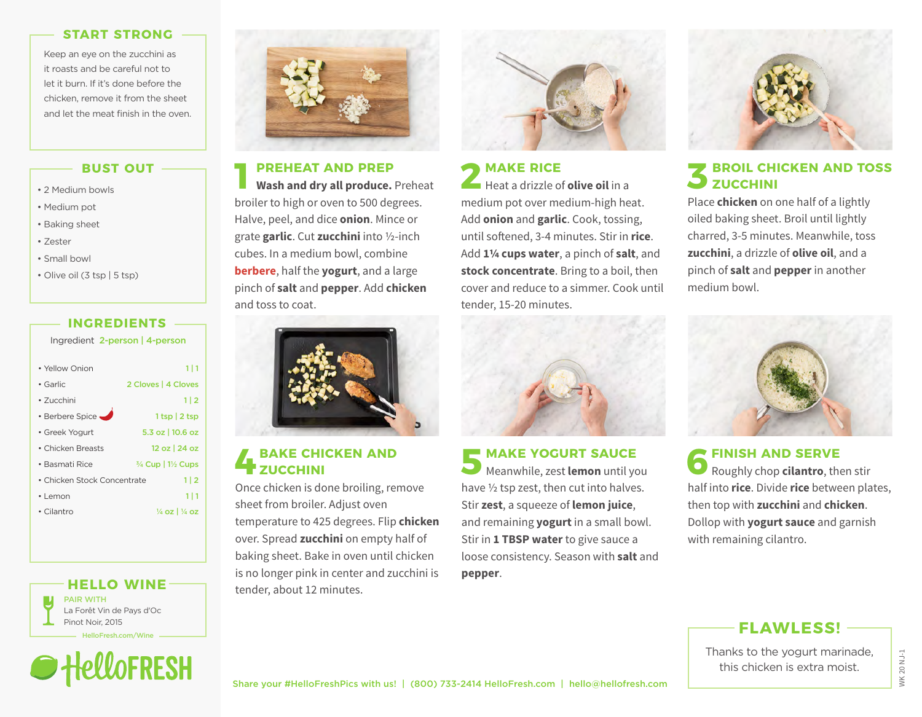## START STRONG

Keep an eye on the zucchini as it roasts and be careful not to let it burn. If it's done before the chicken, remove it from the sheet and let the meat finish in the oven.

## BUST OUT

- 2 Medium bowls
- Medium pot
- Baking sheet
- Zester
- Small bowl
- Olive oil (3 tsp | 5 tsp)

## INGREDIENTS

| Ingredient | 2-person \| 4-person |
|---|---|
| Yellow Onion | 1 \| 1 |
| Garlic | 2 Cloves \| 4 Cloves |
| Zucchini | 1 \| 2 |
| Berbere Spice | 1 tsp \| 2 tsp |
| Greek Yogurt | 5.3 oz \| 10.6 oz |
| Chicken Breasts | 12 oz \| 24 oz |
| Basmati Rice | ¾ Cup \| 1½ Cups |
| Chicken Stock Concentrate | 1 \| 2 |
| Lemon | 1 \| 1 |
| Cilantro | ¼ oz \| ¼ oz |

## HELLO WINE

PAIR WITH
La Forêt Vin de Pays d'Oc Pinot Noir, 2015

HelloFresh.com/Wine

HelloFRESH

### 1 PREHEAT AND PREP

**Wash and dry all produce.** Preheat broiler to high or oven to 500 degrees. Halve, peel, and dice **onion**. Mince or grate **garlic**. Cut **zucchini** into ½-inch cubes. In a medium bowl, combine **berbere**, half the **yogurt**, and a large pinch of **salt** and **pepper**. Add **chicken** and toss to coat.

### 2 MAKE RICE

Heat a drizzle of **olive oil** in a medium pot over medium-high heat. Add **onion** and **garlic**. Cook, tossing, until softened, 3-4 minutes. Stir in **rice**. Add **1¼ cups water**, a pinch of **salt**, and **stock concentrate**. Bring to a boil, then cover and reduce to a simmer. Cook until tender, 15-20 minutes.

### 3 BROIL CHICKEN AND TOSS ZUCCHINI

Place **chicken** on one half of a lightly oiled baking sheet. Broil until lightly charred, 3-5 minutes. Meanwhile, toss **zucchini**, a drizzle of **olive oil**, and a pinch of **salt** and **pepper** in another medium bowl.

### 4 BAKE CHICKEN AND ZUCCHINI

Once chicken is done broiling, remove sheet from broiler. Adjust oven temperature to 425 degrees. Flip **chicken** over. Spread **zucchini** on empty half of baking sheet. Bake in oven until chicken is no longer pink in center and zucchini is tender, about 12 minutes.

### 5 MAKE YOGURT SAUCE

Meanwhile, zest **lemon** until you have ½ tsp zest, then cut into halves. Stir **zest**, a squeeze of **lemon juice**, and remaining **yogurt** in a small bowl. Stir in **1 TBSP water** to give sauce a loose consistency. Season with **salt** and **pepper**.

### 6 FINISH AND SERVE

Roughly chop **cilantro**, then stir half into **rice**. Divide **rice** between plates, then top with **zucchini** and **chicken**. Dollop with **yogurt sauce** and garnish with remaining cilantro.

## FLAWLESS!

Thanks to the yogurt marinade, this chicken is extra moist.

Share your #HelloFreshPics with us! | (800) 733-2414 HelloFresh.com | hello@hellofresh.com

WK 20 NJ-1